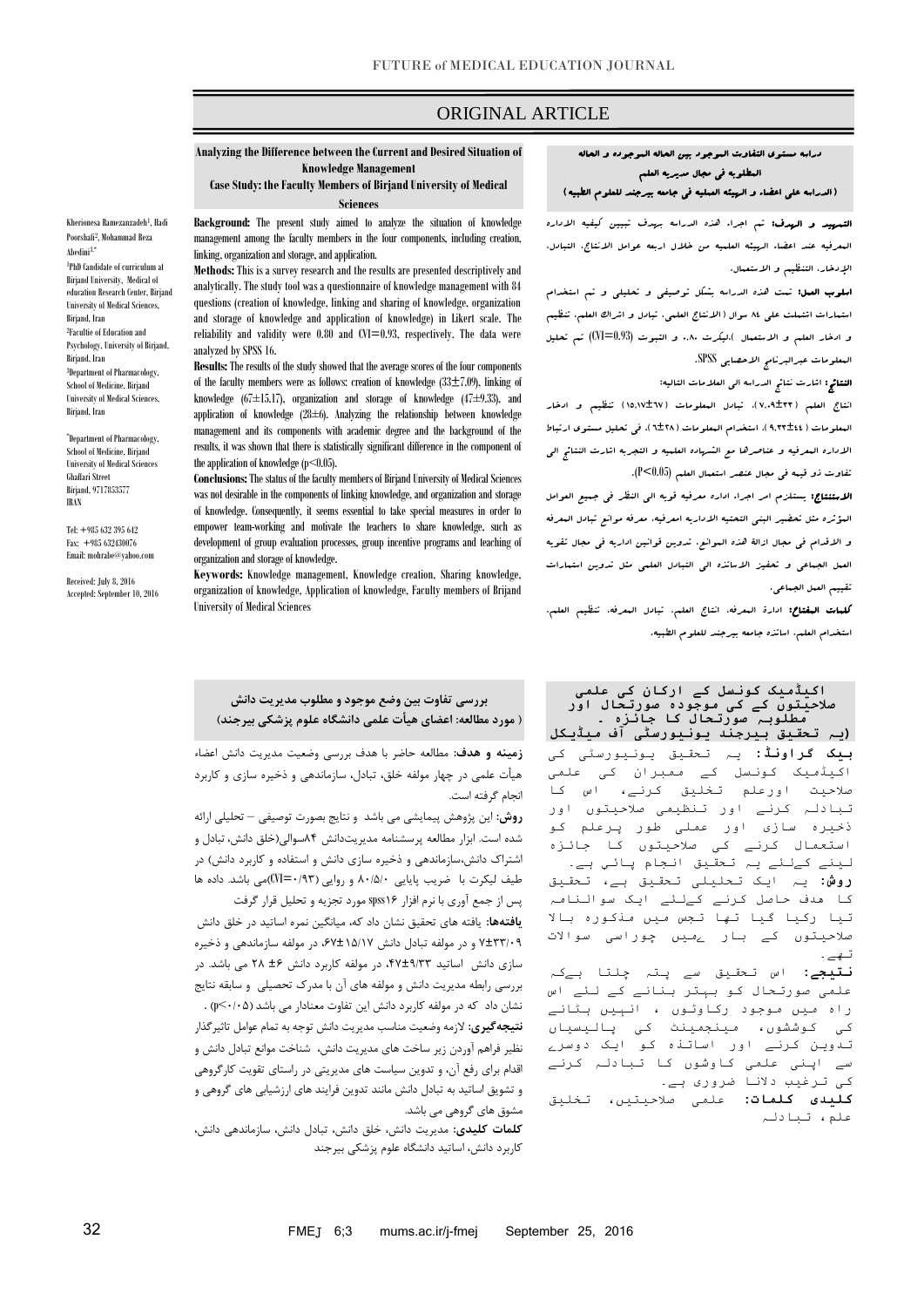ORIGINAL ARTICLE

# Analyzing the Difference between the Current and Desired Situation of Knowledge Management

## Case Study: the Faculty Members of Birjand University of Medical Sciences

Kherionesa Ramezanzadeh[1], Hadi Poorshafi[2], Mohammad Reza Abedini[3,*]

[1]PhD Candidate of curriculum at Birjand University, Medical of education Research Center, Birjand University of Medical Sciences, Birjand, Iran

[2]Facultie of Education and Psychology, University of Birjand, Birjand, Iran

[3]Department of Pharmacology, School of Medicine, Birjand University of Medical Sciences, Birjand, Iran

[*]Department of Pharmacology, School of Medicine, Birjand University of Medical Sciences Ghaffari Street Birjand, 9717853577 IRAN

Tel: +985 632 395 642
Fax: +985 632430076
Email: mohrabe@yahoo.com

Received: July 8, 2016
Accepted: September 10, 2016

**Background:** The present study aimed to analyze the situation of knowledge management among the faculty members in the four components, including creation, linking, organization and storage, and application.

**Methods:** This is a survey research and the results are presented descriptively and analytically. The study tool was a questionnaire of knowledge management with 84 questions (creation of knowledge, linking and sharing of knowledge, organization and storage of knowledge and application of knowledge) in Likert scale. The reliability and validity were 0.80 and CVI=0.93, respectively. The data were analyzed by SPSS 16.

**Results:** The results of the study showed that the average scores of the four components of the faculty members were as follows: creation of knowledge (33±7.09), linking of knowledge (67±15.17), organization and storage of knowledge (47±9.33), and application of knowledge (28±6). Analyzing the relationship between knowledge management and its components with academic degree and the background of the results, it was shown that there is statistically significant difference in the component of the application of knowledge ($p<0.05$).

**Conclusions:** The status of the faculty members of Birjand University of Medical Sciences was not desirable in the components of linking knowledge, and organization and storage of knowledge. Consequently, it seems essential to take special measures in order to empower team-working and motivate the teachers to share knowledge, such as development of group evaluation processes, group incentive programs and teaching of organization and storage of knowledge.

**Keywords:** Knowledge management, Knowledge creation, Sharing knowledge, organization of knowledge, Application of knowledge, Faculty members of Birjand University of Medical Sciences

## دراسه مستوى التفاوت بين الحاله الموجوده و الحاله المطلوبه في مجال مديريه العلم (الدراسه على اعضاء و الهيئه العلميه في جامعه بيرجند للعلوم الطبيه)

**التمهيد و الهدف:** تم اجراء هذه الدراسه بهدف تبيين كيفيه الاداره المعرفيه عند اعضاء الهيئه العلميه من خلال اربعه عوامل الانتاج، التبادل، الإدخار، التنظيم و الاستعمال.

**اسلوب العمل:** تمت هذه الدراسه بشكل توصيفي و تحليلي و تم استخدام استمارات اشتملت على ٨٤ سوال (الانتاج العلمي، تبادل و اشراك العلم، تنظيم و ادخار العلم و الاستعمال).ليكرت ٠،٨٠ و الثبوت (CVI=0.93) تم تحليل المعلومات عبرالبرنامج الاحصايي SPSS.

**النتائج:** اشارت نتائج الدراسه الى العلامات التاليه:

انتاج العلم (٧،٠٩±٣٣)، تبادل المعلومات (١٥،١٧±٦٧) تنظيم و ادخار المعلومات (٩،٣٣±٤٤)، استخدام المعلومات (٦±٢٨). في تحليل مستوى ارتباط الاداره المعرفيه و عناصرها مع الشهاده العلميه و التجربه اشارت النتائج الى تفاوت ذو قيمه في مجال عنصر استعمال العلم ($P<0.05$).

**الاستنتاج:** يستلزم امر اجراء اداره معرفيه قويه الى النظر في جميع العوامل المؤثره مثل تحضير البنى التحتيه الاداريه امعرفيه، معرفه موانع تبادل المعرفه و الاقدام في مجال ازاله هذه الموانع، تدوين قوانين اداريه في مجال تقويه العمل الجماعي و تحفيز الاساتذه الى التبادل العلمي مثل تدوين استمارات تقييم العمل الجماعي.

**كلمات المفتاح:** ادارة المعرفه، انتاج العلم، تبادل المعرفه، تنظيم العلم، استخدام العلم، اساتذه جامعه بيرجند للعلوم الطبيه.

## بررسی تفاوت بین وضع موجود و مطلوب مدیریت دانش ( مورد مطالعه: اعضای هیأت علمی دانشگاه علوم پزشکی بیرجند)

**زمینه و هدف:** مطالعه حاضر با هدف بررسی وضعیت مدیریت دانش اعضاء هیأت علمی در چهار مولفه خلق، تبادل، سازماندهی و ذخیره سازی و کاربرد انجام گرفته است.

**روش:** این پژوهش پیمایشی می باشد و نتایج بصورت توصیفی – تحلیلی ارائه شده است. ابزار مطالعه پرسشنامه مدیریتدانش ۸۴سوالی(خلق دانش، تبادل و اشتراک دانش،سازماندهی و ذخیره سازی دانش و استفاده و کاربرد دانش) در طیف لیکرت با ضریب پایایی ۸۰/۵/۰ و روایی (CVI=۰/۹۳)می باشد. داده ها پس از جمع آوری با نرم افزار spss۱۶ مورد تجزیه و تحلیل قرار گرفت

**یافته‌ها:** یافته های تحقیق نشان داد که، میانگین نمره اساتید در خلق دانش ۳۳/۰۹±۷ و در مولفه تبادل دانش ۶۷±۱۵/۱۷، در مولفه سازماندهی و ذخیره سازی دانش اساتید ۴۷±۹/۳۳، در مولفه کاربرد دانش ۶± ۲۸ می باشد. در بررسی رابطه مدیریت دانش و مولفه های آن با مدرک تحصیلی و سابقه نتایج نشان داد که در مولفه کاربرد دانش این تفاوت معنادار می باشد (p<۰/۰۵) .

**نتیجه‌گیری:** لازمه وضعیت مناسب مدیریت دانش توجه به تمام عوامل تاثیرگذار نظیر فراهم آوردن زیر ساخت های مدیریت دانش، شناخت موانع تبادل دانش و اقدام برای رفع آن، و تدوین سیاست های مدیریتی در راستای تقویت کارگروهی و تشویق اساتید به تبادل دانش مانند تدوین فرایند های ارزشیابی های گروهی و مشوق های گروهی می باشد.

**کلمات کلیدی:** مدیریت دانش، خلق دانش، تبادل دانش، سازماندهی دانش، کاربرد دانش، اساتید دانشگاه علوم پزشکی بیرجند

## اکیڈمیک کونسل کے ارکان کی علمی صلاحیتوں کے کی موجودہ صورتحال اور مطلوبہ صورتحال کا جائزہ . (یہ تحقیق بیرجند یونیورسٹی آف میڈیکل

**بیک گراونڈ:** یہ تحقیق یونیورسٹی کی اکیڈمیک کونسل کے ممبران کی علمی صلاحیت اورعلم تخلیق کرنے، اس کا تبادلہ کرنے اور تنظیمی صلاحیتوں اور ذخیرہ سازی اور عملی طور پرعلم کو استعمال کرنے کی صلاحیتوں کا جائزہ لینے کےلئے یہ تحقیق انجام پائي ہے۔

**روش:** یہ ایک تحلیلی تحقیق ہے، تحقیق کا ہدف حاصل کرنے کےلئے ایک سوالنامہ تیار رکیا گیا تھا تجس میں مذکورہ بالا صلاحیتوں کے بار ےمیں چوراسی سوالات تھے۔

**نتیجے:** اس تحقیق سے پتہ چلتا ہےکہ علمی صورتحال کو بہتر بنانے کے لئے اس راہ میں موجود رکاوٹوں ، انہیں ہٹانے کی کوششوں، مینجمینٹ کی پالیسیاں تدوین کرنے اور اساتذہ کو ایک دوسرے سے اپنی علمی کاوشوں کا تبادلہ کرنے کی ترغیب دلانا ضروری ہے۔

**کلیدی کلمات:** علمی صلاحیتیں، تخلیق علم، تبادلہ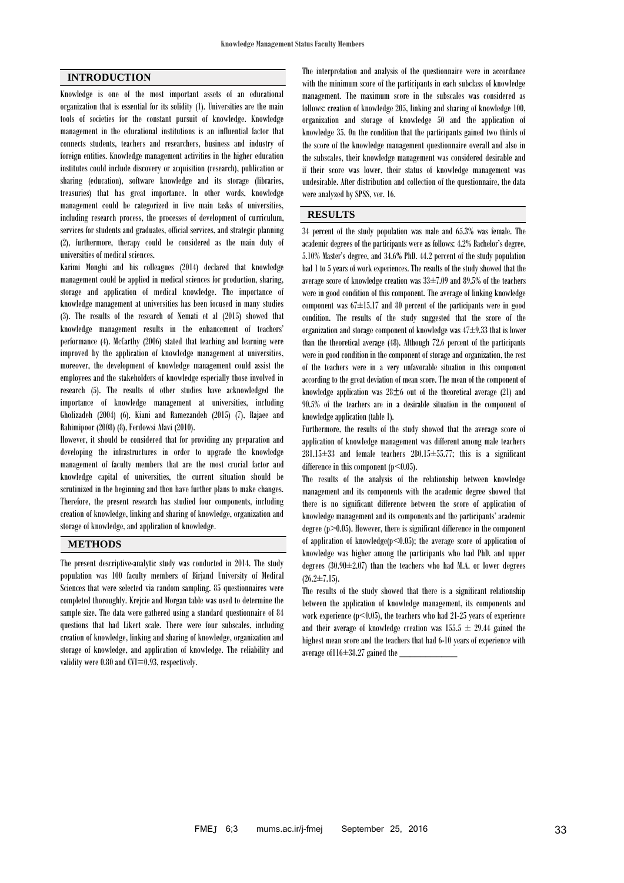## INTRODUCTION

Knowledge is one of the most important assets of an educational organization that is essential for its solidity (1). Universities are the main tools of societies for the constant pursuit of knowledge. Knowledge management in the educational institutions is an influential factor that connects students, teachers and researchers, business and industry of foreign entities. Knowledge management activities in the higher education institutes could include discovery or acquisition (research), publication or sharing (education), software knowledge and its storage (libraries, treasuries) that has great importance. In other words, knowledge management could be categorized in five main tasks of universities, including research process, the processes of development of curriculum, services for students and graduates, official services, and strategic planning (2), furthermore, therapy could be considered as the main duty of universities of medical sciences.

Karimi Monghi and his colleagues (2014) declared that knowledge management could be applied in medical sciences for production, sharing, storage and application of medical knowledge. The importance of knowledge management at universities has been focused in many studies (3). The results of the research of Nemati et al (2015) showed that knowledge management results in the enhancement of teachers' performance (4). McCarthy (2006) stated that teaching and learning were improved by the application of knowledge management at universities, moreover, the development of knowledge management could assist the employees and the stakeholders of knowledge especially those involved in research (5). The results of other studies have acknowledged the importance of knowledge management at universities, including Gholizadeh (2004) (6), Kiani and Ramezandeh (2015) (7), Rajaee and Rahimipoor (2008) (8), Ferdowsi Alavi (2010).

However, it should be considered that for providing any preparation and developing the infrastructures in order to upgrade the knowledge management of faculty members that are the most crucial factor and knowledge capital of universities, the current situation should be scrutinized in the beginning and then have further plans to make changes. Therefore, the present research has studied four components, including creation of knowledge, linking and sharing of knowledge, organization and storage of knowledge, and application of knowledge.

## METHODS

The present descriptive-analytic study was conducted in 2014. The study population was 100 faculty members of Birjand University of Medical Sciences that were selected via random sampling. 85 questionnaires were completed thoroughly. Krejcie and Morgan table was used to determine the sample size. The data were gathered using a standard questionnaire of 84 questions that had Likert scale. There were four subscales, including creation of knowledge, linking and sharing of knowledge, organization and storage of knowledge, and application of knowledge. The reliability and validity were 0.80 and CVI=0.93, respectively.

The interpretation and analysis of the questionnaire were in accordance with the minimum score of the participants in each subclass of knowledge management. The maximum score in the subscales was considered as follows: creation of knowledge 205, linking and sharing of knowledge 100, organization and storage of knowledge 50 and the application of knowledge 35. On the condition that the participants gained two thirds of the score of the knowledge management questionnaire overall and also in the subscales, their knowledge management was considered desirable and if their score was lower, their status of knowledge management was undesirable. After distribution and collection of the questionnaire, the data were analyzed by SPSS, ver. 16.

## RESULTS

34 percent of the study population was male and 65.3% was female. The academic degrees of the participants were as follows: 4.2% Bachelor's degree, 5.10% Master's degree, and 34.6% PhD. 44.2 percent of the study population had 1 to 5 years of work experiences. The results of the study showed that the average score of knowledge creation was $33 \pm 7.09$ and 89.5% of the teachers were in good condition of this component. The average of linking knowledge component was $67 \pm 15.17$ and 80 percent of the participants were in good condition. The results of the study suggested that the score of the organization and storage component of knowledge was $47 \pm 9.33$ that is lower than the theoretical average (48). Although 72.6 percent of the participants were in good condition in the component of storage and organization, the rest of the teachers were in a very unfavorable situation in this component according to the great deviation of mean score. The mean of the component of knowledge application was $28 \pm 6$ out of the theoretical average (21) and 90.5% of the teachers are in a desirable situation in the component of knowledge application (table 1).

Furthermore, the results of the study showed that the average score of application of knowledge management was different among male teachers $281.15 \pm 33$ and female teachers $280.15 \pm 55.77$; this is a significant difference in this component ($p < 0.05$).

The results of the analysis of the relationship between knowledge management and its components with the academic degree showed that there is no significant difference between the score of application of knowledge management and its components and the participants' academic degree ($p > 0.05$). However, there is significant difference in the component of application of knowledge($p < 0.05$); the average score of application of knowledge was higher among the participants who had PhD. and upper degrees ($30.90 \pm 2.07$) than the teachers who had M.A. or lower degrees ($26.2 \pm 7.15$).

The results of the study showed that there is a significant relationship between the application of knowledge management, its components and work experience ($p < 0.05$), the teachers who had 21-25 years of experience and their average of knowledge creation was $155.5 \pm 29.44$ gained the highest mean score and the teachers that had 6-10 years of experience with average of$116 \pm 38.27$ gained the ______________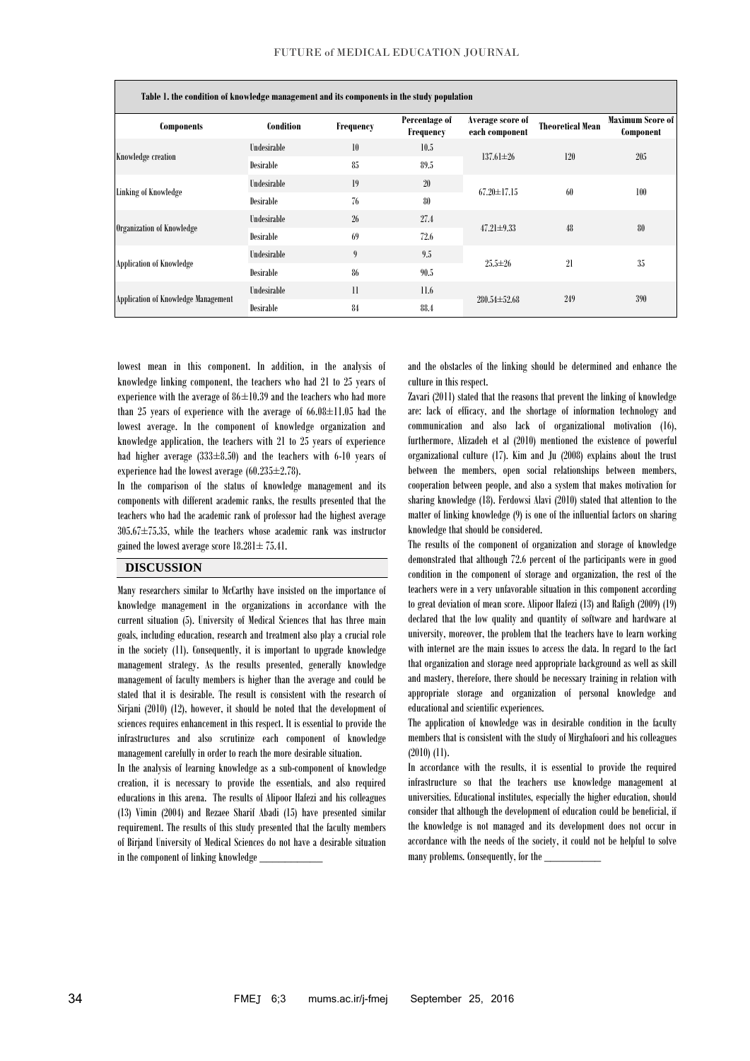**Table 1. the condition of knowledge management and its components in the study population**

| Components | Condition | Frequency | Percentage of Frequency | Average score of each component | Theoretical Mean | Maximum Score of Component |
|---|---|---|---|---|---|---|
| Knowledge creation | Undesirable | 10 | 10.5 | 137.61±26 | 120 | 205 |
| | Desirable | 85 | 89.5 | | | |
| Linking of Knowledge | Undesirable | 19 | 20 | 67.20±17.15 | 60 | 100 |
| | Desirable | 76 | 80 | | | |
| Organization of Knowledge | Undesirable | 26 | 27.4 | 47.21±9.33 | 48 | 80 |
| | Desirable | 69 | 72.6 | | | |
| Application of Knowledge | Undesirable | 9 | 9.5 | 25.5±26 | 21 | 35 |
| | Desirable | 86 | 90.5 | | | |
| Application of Knowledge Management | Undesirable | 11 | 11.6 | 280.54±52.68 | 249 | 390 |
| | Desirable | 84 | 88.4 | | | |

lowest mean in this component. In addition, in the analysis of knowledge linking component, the teachers who had 21 to 25 years of experience with the average of 86±10.39 and the teachers who had more than 25 years of experience with the average of 66.08±11.05 had the lowest average. In the component of knowledge organization and knowledge application, the teachers with 21 to 25 years of experience had higher average (333±8.50) and the teachers with 6-10 years of experience had the lowest average (60.235±2.78).

In the comparison of the status of knowledge management and its components with different academic ranks, the results presented that the teachers who had the academic rank of professor had the highest average 305.67±75.35, while the teachers whose academic rank was instructor gained the lowest average score 18.281± 75.41.

## DISCUSSION

Many researchers similar to McCarthy have insisted on the importance of knowledge management in the organizations in accordance with the current situation (5). University of Medical Sciences that has three main goals, including education, research and treatment also play a crucial role in the society (11). Consequently, it is important to upgrade knowledge management strategy. As the results presented, generally knowledge management of faculty members is higher than the average and could be stated that it is desirable. The result is consistent with the research of Sirjani (2010) (12), however, it should be noted that the development of sciences requires enhancement in this respect. It is essential to provide the infrastructures and also scrutinize each component of knowledge management carefully in order to reach the more desirable situation.

In the analysis of learning knowledge as a sub-component of knowledge creation, it is necessary to provide the essentials, and also required educations in this arena. The results of Alipoor Hafezi and his colleagues (13) Vimin (2004) and Rezaee Sharif Abadi (15) have presented similar requirement. The results of this study presented that the faculty members of Birjand University of Medical Sciences do not have a desirable situation in the component of linking knowledge and the obstacles of the linking should be determined and enhance the culture in this respect.

Zavari (2011) stated that the reasons that prevent the linking of knowledge are: lack of efficacy, and the shortage of information technology and communication and also lack of organizational motivation (16), furthermore, Alizadeh et al (2010) mentioned the existence of powerful organizational culture (17). Kim and Ju (2008) explains about the trust between the members, open social relationships between members, cooperation between people, and also a system that makes motivation for sharing knowledge (18). Ferdowsi Alavi (2010) stated that attention to the matter of linking knowledge (9) is one of the influential factors on sharing knowledge that should be considered.

The results of the component of organization and storage of knowledge demonstrated that although 72.6 percent of the participants were in good condition in the component of storage and organization, the rest of the teachers were in a very unfavorable situation in this component according to great deviation of mean score. Alipoor Hafezi (13) and Rafigh (2009) (19) declared that the low quality and quantity of software and hardware at university, moreover, the problem that the teachers have to learn working with internet are the main issues to access the data. In regard to the fact that organization and storage need appropriate background as well as skill and mastery, therefore, there should be necessary training in relation with appropriate storage and organization of personal knowledge and educational and scientific experiences.

The application of knowledge was in desirable condition in the faculty members that is consistent with the study of Mirghafoori and his colleagues (2010) (11).

In accordance with the results, it is essential to provide the required infrastructure so that the teachers use knowledge management at universities. Educational institutes, especially the higher education, should consider that although the development of education could be beneficial, if the knowledge is not managed and its development does not occur in accordance with the needs of the society, it could not be helpful to solve many problems. Consequently, for the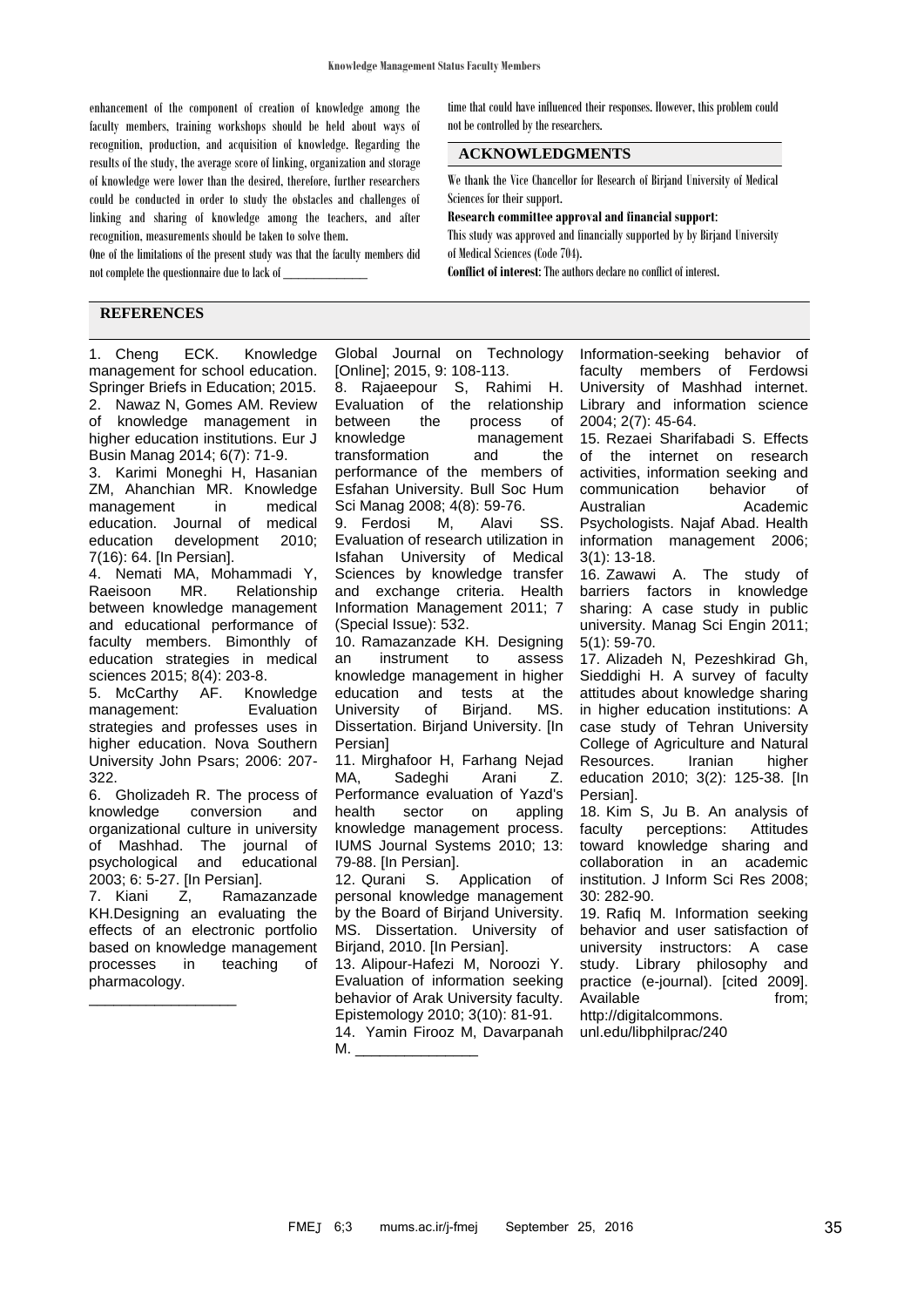enhancement of the component of creation of knowledge among the faculty members, training workshops should be held about ways of recognition, production, and acquisition of knowledge. Regarding the results of the study, the average score of linking, organization and storage of knowledge were lower than the desired, therefore, further researchers could be conducted in order to study the obstacles and challenges of linking and sharing of knowledge among the teachers, and after recognition, measurements should be taken to solve them.

One of the limitations of the present study was that the faculty members did not complete the questionnaire due to lack of time that could have influenced their responses. However, this problem could not be controlled by the researchers.

## ACKNOWLEDGMENTS

We thank the Vice Chancellor for Research of Birjand University of Medical Sciences for their support.

**Research committee approval and financial support**:

This study was approved and financially supported by by Birjand University of Medical Sciences (Code 704).

**Conflict of interest**: The authors declare no conflict of interest.

## REFERENCES

1. Cheng ECK. Knowledge management for school education. Springer Briefs in Education; 2015.
2. Nawaz N, Gomes AM. Review of knowledge management in higher education institutions. Eur J Busin Manag 2014; 6(7): 71-9.
3. Karimi Moneghi H, Hasanian ZM, Ahanchian MR. Knowledge management in medical education. Journal of medical education development 2010; 7(16): 64. [In Persian].
4. Nemati MA, Mohammadi Y, Raeisoon MR. Relationship between knowledge management and educational performance of faculty members. Bimonthly of education strategies in medical sciences 2015; 8(4): 203-8.
5. McCarthy AF. Knowledge management: Evaluation strategies and professes uses in higher education. Nova Southern University John Psars; 2006: 207-322.
6. Gholizadeh R. The process of knowledge conversion and organizational culture in university of Mashhad. The journal of psychological and educational 2003; 6: 5-27. [In Persian].
7. Kiani Z, Ramazanzade KH.Designing an evaluating the effects of an electronic portfolio based on knowledge management processes in teaching of pharmacology. Global Journal on Technology [Online]; 2015, 9: 108-113.
8. Rajaeepour S, Rahimi H. Evaluation of the relationship between the process of knowledge management transformation and the performance of the members of Esfahan University. Bull Soc Hum Sci Manag 2008; 4(8): 59-76.
9. Ferdosi M, Alavi SS. Evaluation of research utilization in Isfahan University of Medical Sciences by knowledge transfer and exchange criteria. Health Information Management 2011; 7 (Special Issue): 532.
10. Ramazanzade KH. Designing an instrument to assess knowledge management in higher education and tests at the University of Birjand. MS. Dissertation. Birjand University. [In Persian]
11. Mirghafoor H, Farhang Nejad MA, Sadeghi Arani Z. Performance evaluation of Yazd's health sector on appling knowledge management process. IUMS Journal Systems 2010; 13: 79-88. [In Persian].
12. Qurani S. Application of personal knowledge management by the Board of Birjand University. MS. Dissertation. University of Birjand, 2010. [In Persian].
13. Alipour-Hafezi M, Noroozi Y. Evaluation of information seeking behavior of Arak University faculty. Epistemology 2010; 3(10): 81-91.
14. Yamin Firooz M, Davarpanah M. Information-seeking behavior of faculty members of Ferdowsi University of Mashhad internet. Library and information science 2004; 2(7): 45-64.
15. Rezaei Sharifabadi S. Effects of the internet on research activities, information seeking and communication behavior of Australian Academic Psychologists. Najaf Abad. Health information management 2006; 3(1): 13-18.
16. Zawawi A. The study of barriers factors in knowledge sharing: A case study in public university. Manag Sci Engin 2011; 5(1): 59-70.
17. Alizadeh N, Pezeshkirad Gh, Sieddighi H. A survey of faculty attitudes about knowledge sharing in higher education institutions: A case study of Tehran University College of Agriculture and Natural Resources. Iranian higher education 2010; 3(2): 125-38. [In Persian].
18. Kim S, Ju B. An analysis of faculty perceptions: Attitudes toward knowledge sharing and collaboration in an academic institution. J Inform Sci Res 2008; 30: 282-90.
19. Rafiq M. Information seeking behavior and user satisfaction of university instructors: A case study. Library philosophy and practice (e-journal). [cited 2009]. Available from; http://digitalcommons. unl.edu/libphilprac/240